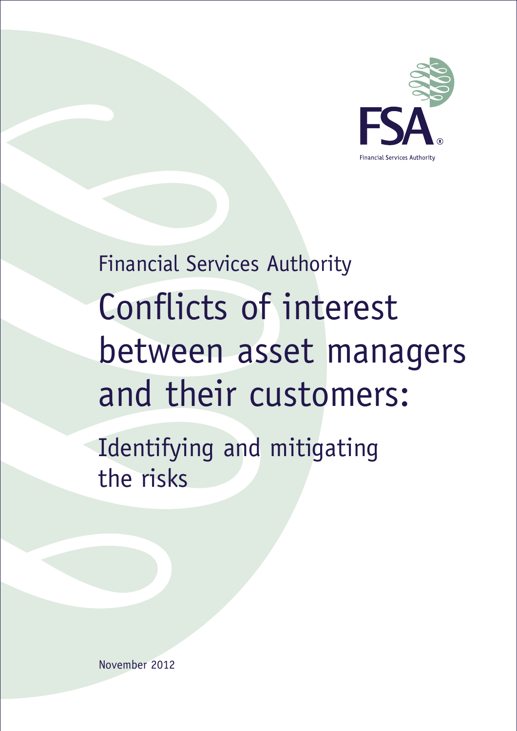FSA

Financial Services Authority

Financial Services Authority

# Conflicts of interest between asset managers and their customers:

## Identifying and mitigating the risks

November 2012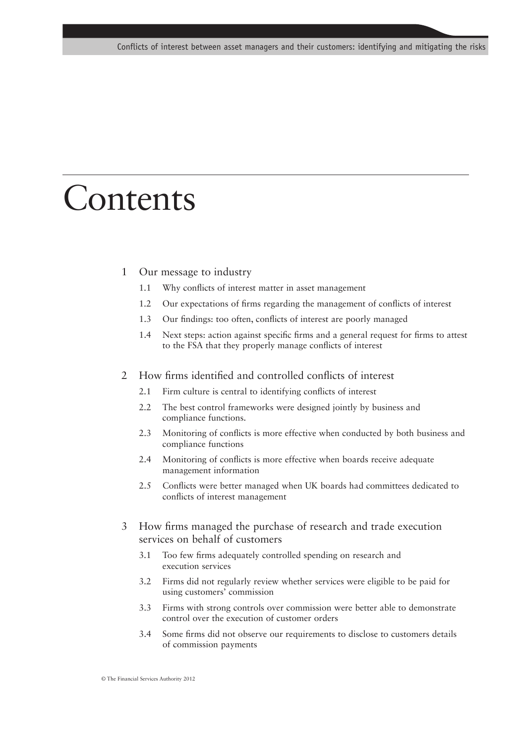# Contents

1 Our message to industry

- 1.1 Why conflicts of interest matter in asset management
- 1.2 Our expectations of firms regarding the management of conflicts of interest
- 1.3 Our findings: too often, conflicts of interest are poorly managed
- 1.4 Next steps: action against specific firms and a general request for firms to attest to the FSA that they properly manage conflicts of interest

2 How firms identified and controlled conflicts of interest

- 2.1 Firm culture is central to identifying conflicts of interest
- 2.2 The best control frameworks were designed jointly by business and compliance functions.
- 2.3 Monitoring of conflicts is more effective when conducted by both business and compliance functions
- 2.4 Monitoring of conflicts is more effective when boards receive adequate management information
- 2.5 Conflicts were better managed when UK boards had committees dedicated to conflicts of interest management

3 How firms managed the purchase of research and trade execution services on behalf of customers

- 3.1 Too few firms adequately controlled spending on research and execution services
- 3.2 Firms did not regularly review whether services were eligible to be paid for using customers' commission
- 3.3 Firms with strong controls over commission were better able to demonstrate control over the execution of customer orders
- 3.4 Some firms did not observe our requirements to disclose to customers details of commission payments

© The Financial Services Authority 2012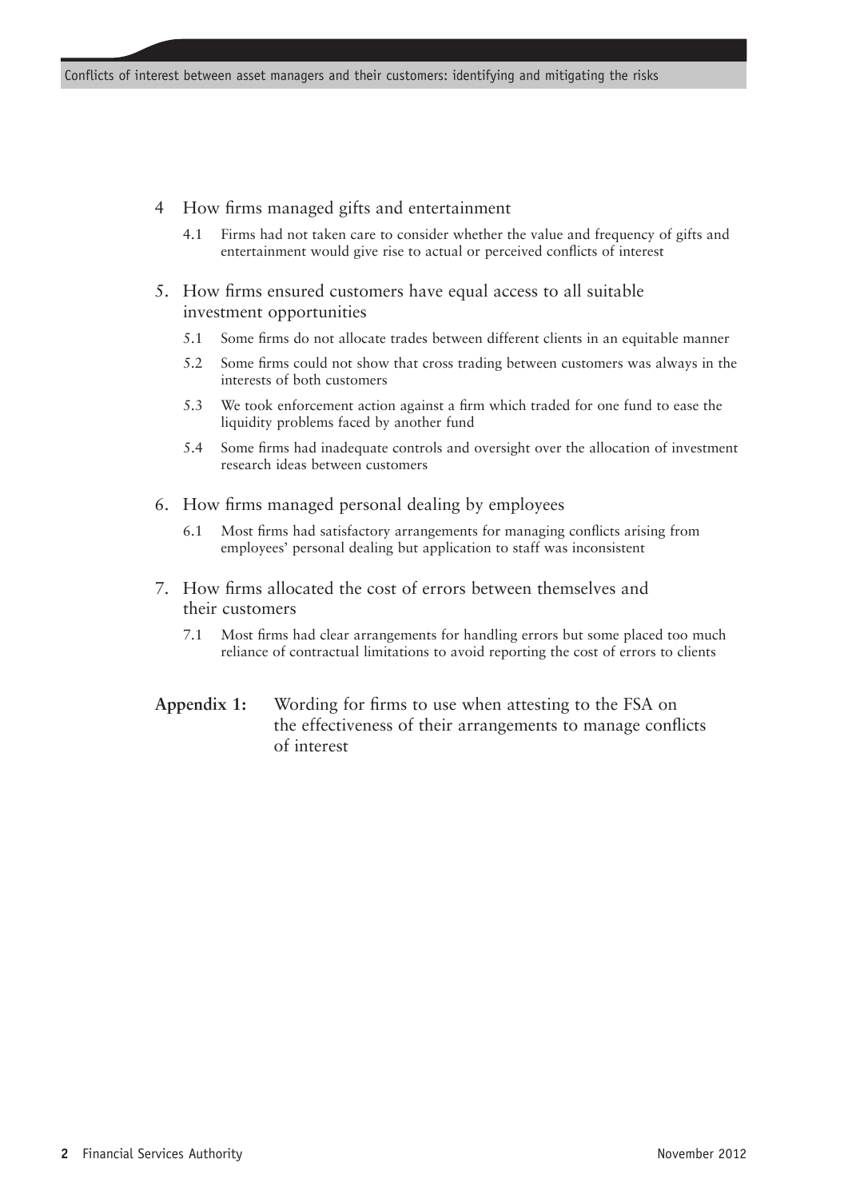4 How firms managed gifts and entertainment

   4.1 Firms had not taken care to consider whether the value and frequency of gifts and entertainment would give rise to actual or perceived conflicts of interest

5. How firms ensured customers have equal access to all suitable investment opportunities

   5.1 Some firms do not allocate trades between different clients in an equitable manner

   5.2 Some firms could not show that cross trading between customers was always in the interests of both customers

   5.3 We took enforcement action against a firm which traded for one fund to ease the liquidity problems faced by another fund

   5.4 Some firms had inadequate controls and oversight over the allocation of investment research ideas between customers

6. How firms managed personal dealing by employees

   6.1 Most firms had satisfactory arrangements for managing conflicts arising from employees' personal dealing but application to staff was inconsistent

7. How firms allocated the cost of errors between themselves and their customers

   7.1 Most firms had clear arrangements for handling errors but some placed too much reliance of contractual limitations to avoid reporting the cost of errors to clients

**Appendix 1:** Wording for firms to use when attesting to the FSA on the effectiveness of their arrangements to manage conflicts of interest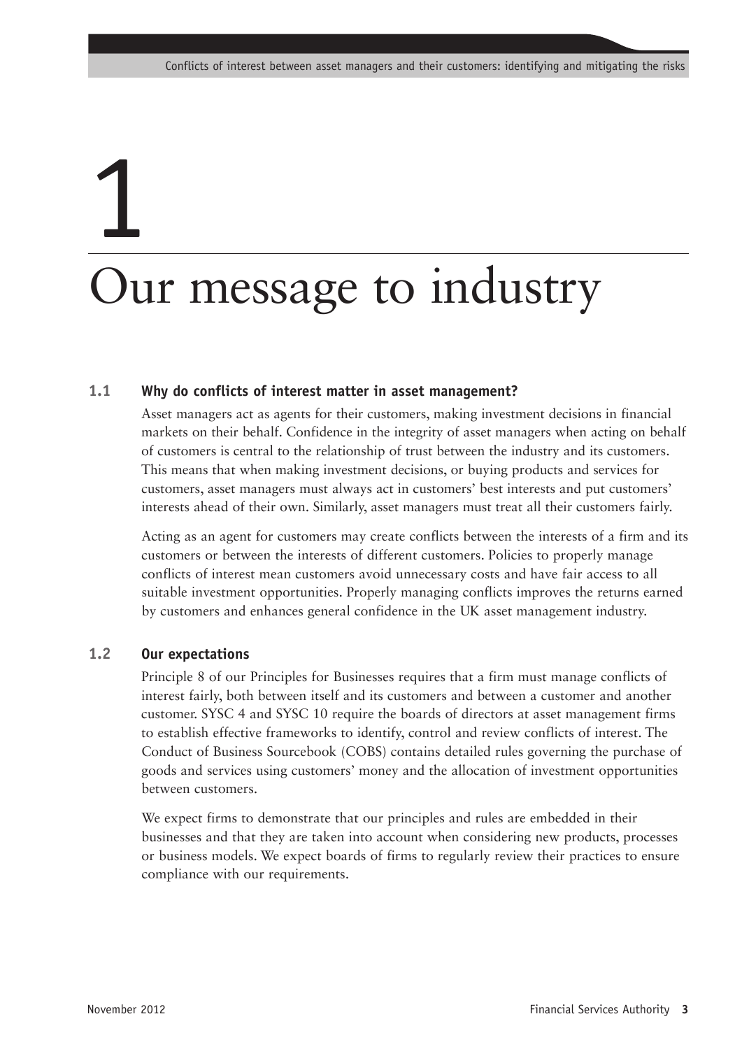# 1 Our message to industry

## 1.1 Why do conflicts of interest matter in asset management?

Asset managers act as agents for their customers, making investment decisions in financial markets on their behalf. Confidence in the integrity of asset managers when acting on behalf of customers is central to the relationship of trust between the industry and its customers. This means that when making investment decisions, or buying products and services for customers, asset managers must always act in customers' best interests and put customers' interests ahead of their own. Similarly, asset managers must treat all their customers fairly.

Acting as an agent for customers may create conflicts between the interests of a firm and its customers or between the interests of different customers. Policies to properly manage conflicts of interest mean customers avoid unnecessary costs and have fair access to all suitable investment opportunities. Properly managing conflicts improves the returns earned by customers and enhances general confidence in the UK asset management industry.

## 1.2 Our expectations

Principle 8 of our Principles for Businesses requires that a firm must manage conflicts of interest fairly, both between itself and its customers and between a customer and another customer. SYSC 4 and SYSC 10 require the boards of directors at asset management firms to establish effective frameworks to identify, control and review conflicts of interest. The Conduct of Business Sourcebook (COBS) contains detailed rules governing the purchase of goods and services using customers' money and the allocation of investment opportunities between customers.

We expect firms to demonstrate that our principles and rules are embedded in their businesses and that they are taken into account when considering new products, processes or business models. We expect boards of firms to regularly review their practices to ensure compliance with our requirements.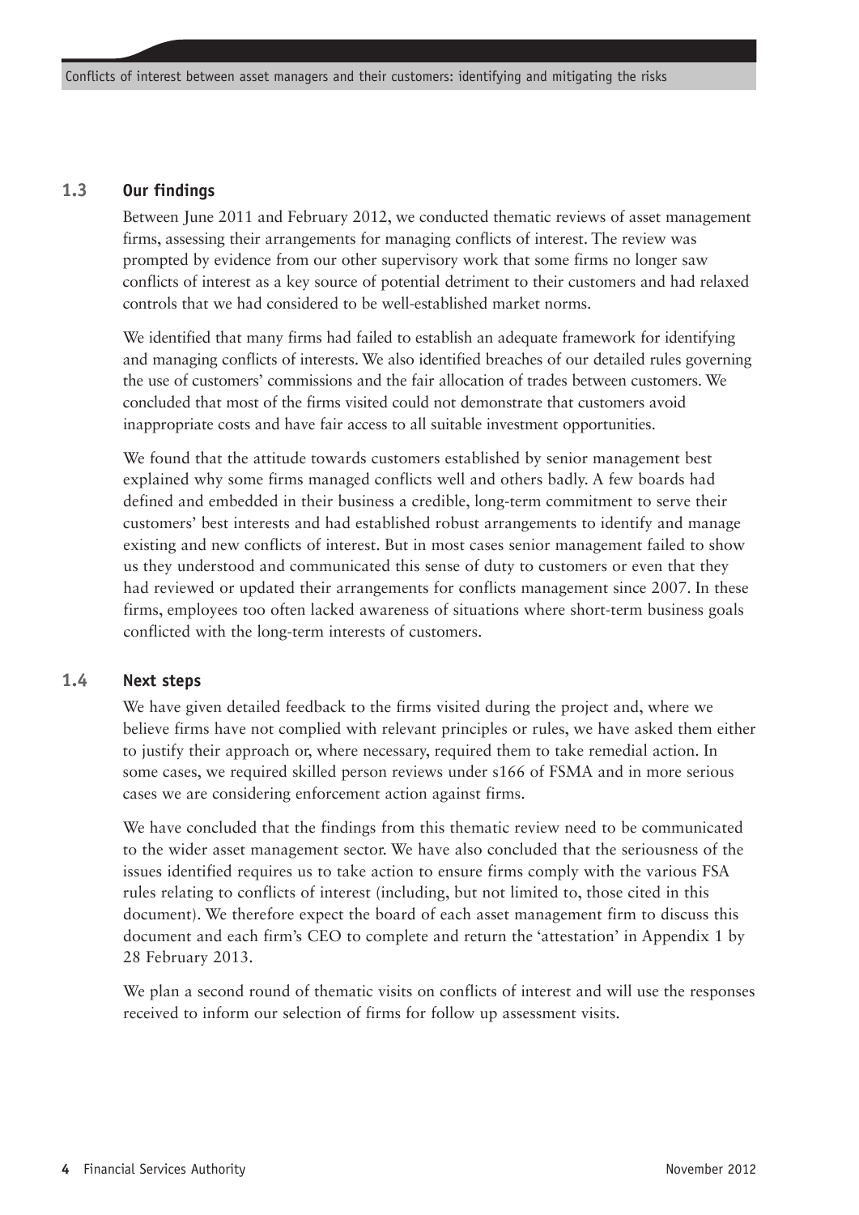### 1.3 Our findings

Between June 2011 and February 2012, we conducted thematic reviews of asset management firms, assessing their arrangements for managing conflicts of interest. The review was prompted by evidence from our other supervisory work that some firms no longer saw conflicts of interest as a key source of potential detriment to their customers and had relaxed controls that we had considered to be well-established market norms.

We identified that many firms had failed to establish an adequate framework for identifying and managing conflicts of interests. We also identified breaches of our detailed rules governing the use of customers' commissions and the fair allocation of trades between customers. We concluded that most of the firms visited could not demonstrate that customers avoid inappropriate costs and have fair access to all suitable investment opportunities.

We found that the attitude towards customers established by senior management best explained why some firms managed conflicts well and others badly. A few boards had defined and embedded in their business a credible, long-term commitment to serve their customers' best interests and had established robust arrangements to identify and manage existing and new conflicts of interest. But in most cases senior management failed to show us they understood and communicated this sense of duty to customers or even that they had reviewed or updated their arrangements for conflicts management since 2007. In these firms, employees too often lacked awareness of situations where short-term business goals conflicted with the long-term interests of customers.

### 1.4 Next steps

We have given detailed feedback to the firms visited during the project and, where we believe firms have not complied with relevant principles or rules, we have asked them either to justify their approach or, where necessary, required them to take remedial action. In some cases, we required skilled person reviews under s166 of FSMA and in more serious cases we are considering enforcement action against firms.

We have concluded that the findings from this thematic review need to be communicated to the wider asset management sector. We have also concluded that the seriousness of the issues identified requires us to take action to ensure firms comply with the various FSA rules relating to conflicts of interest (including, but not limited to, those cited in this document). We therefore expect the board of each asset management firm to discuss this document and each firm's CEO to complete and return the 'attestation' in Appendix 1 by 28 February 2013.

We plan a second round of thematic visits on conflicts of interest and will use the responses received to inform our selection of firms for follow up assessment visits.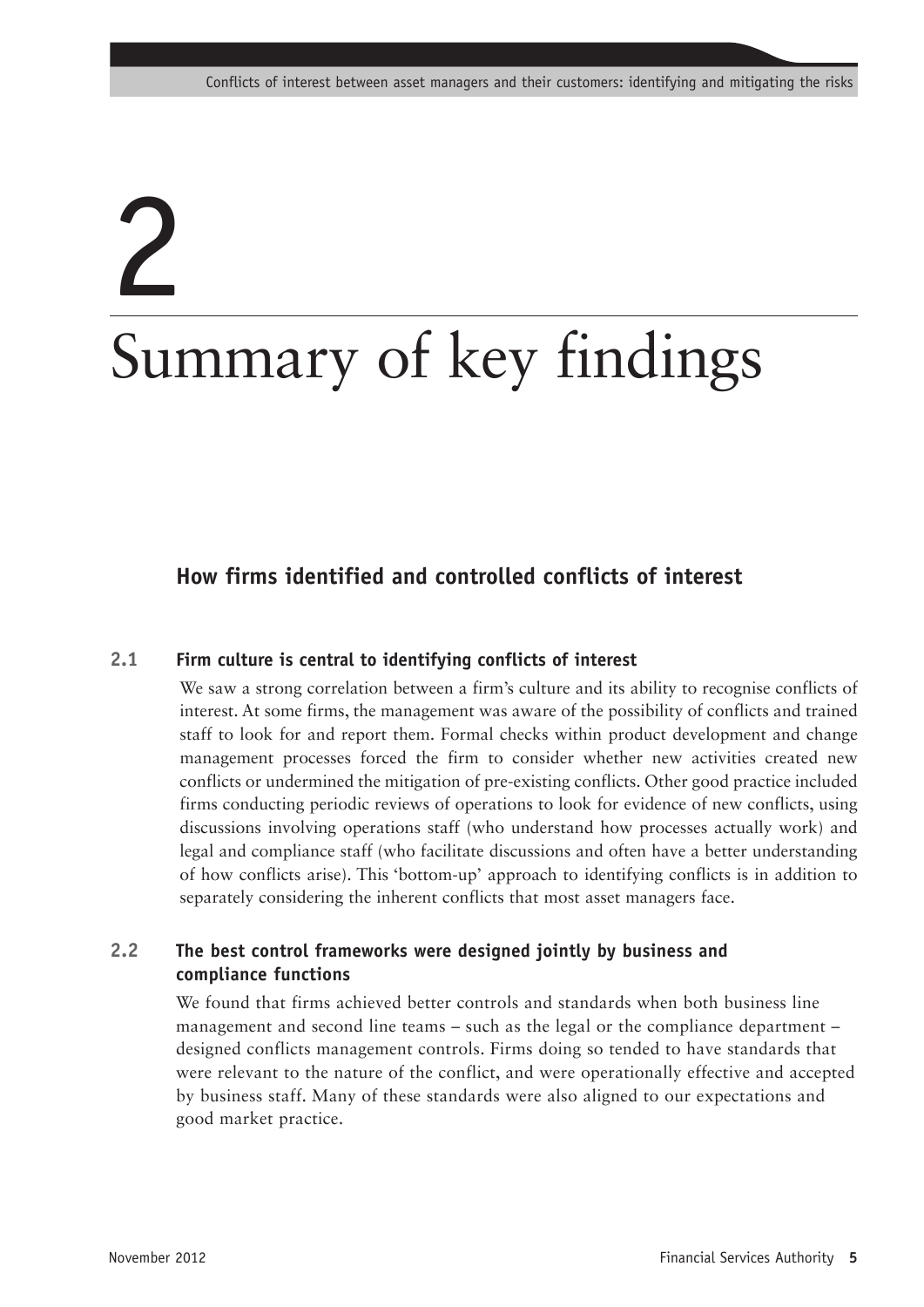# 2 Summary of key findings

## How firms identified and controlled conflicts of interest

### 2.1 Firm culture is central to identifying conflicts of interest

We saw a strong correlation between a firm's culture and its ability to recognise conflicts of interest. At some firms, the management was aware of the possibility of conflicts and trained staff to look for and report them. Formal checks within product development and change management processes forced the firm to consider whether new activities created new conflicts or undermined the mitigation of pre-existing conflicts. Other good practice included firms conducting periodic reviews of operations to look for evidence of new conflicts, using discussions involving operations staff (who understand how processes actually work) and legal and compliance staff (who facilitate discussions and often have a better understanding of how conflicts arise). This 'bottom-up' approach to identifying conflicts is in addition to separately considering the inherent conflicts that most asset managers face.

### 2.2 The best control frameworks were designed jointly by business and compliance functions

We found that firms achieved better controls and standards when both business line management and second line teams – such as the legal or the compliance department – designed conflicts management controls. Firms doing so tended to have standards that were relevant to the nature of the conflict, and were operationally effective and accepted by business staff. Many of these standards were also aligned to our expectations and good market practice.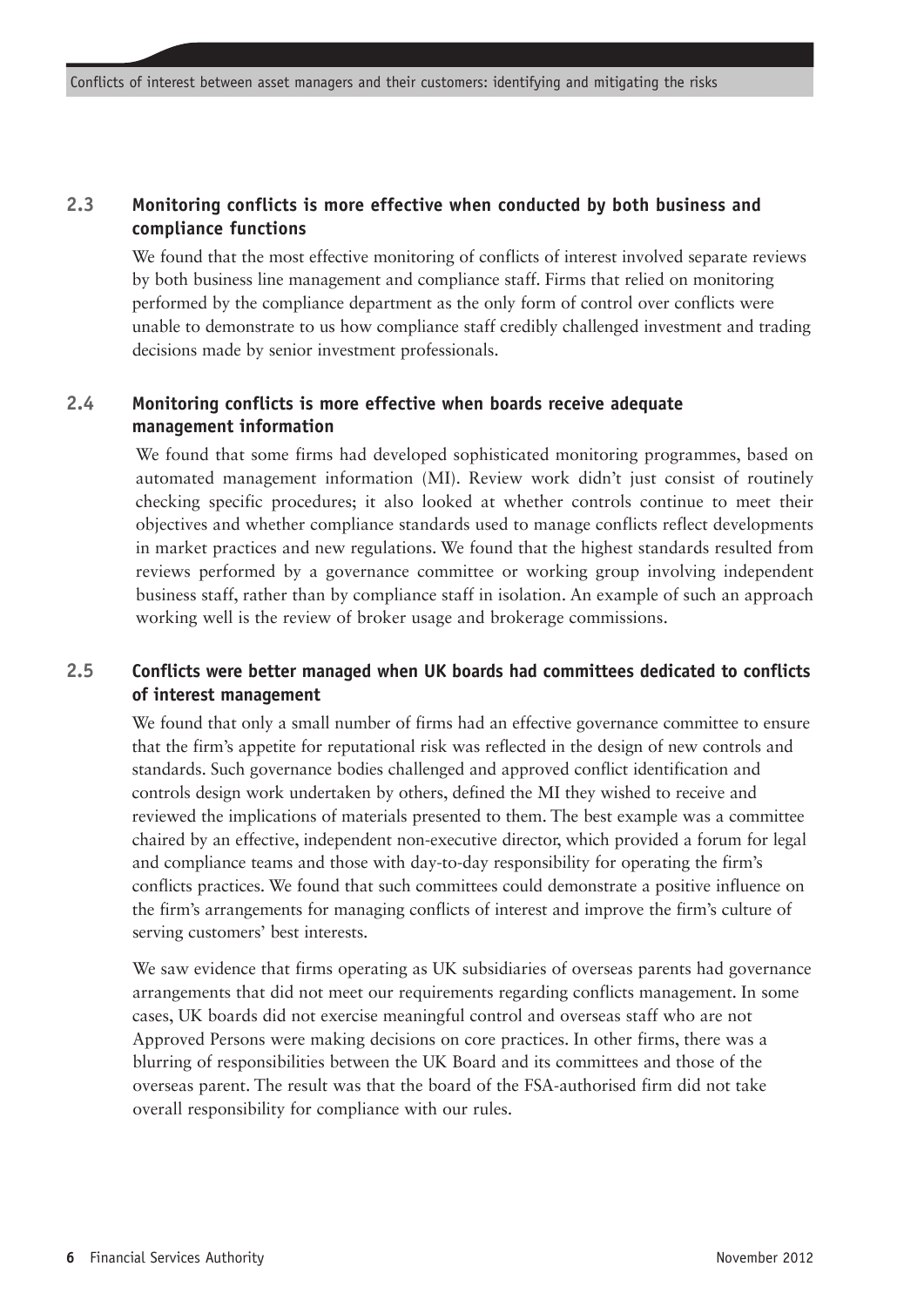### 2.3 Monitoring conflicts is more effective when conducted by both business and compliance functions

We found that the most effective monitoring of conflicts of interest involved separate reviews by both business line management and compliance staff. Firms that relied on monitoring performed by the compliance department as the only form of control over conflicts were unable to demonstrate to us how compliance staff credibly challenged investment and trading decisions made by senior investment professionals.

### 2.4 Monitoring conflicts is more effective when boards receive adequate management information

We found that some firms had developed sophisticated monitoring programmes, based on automated management information (MI). Review work didn't just consist of routinely checking specific procedures; it also looked at whether controls continue to meet their objectives and whether compliance standards used to manage conflicts reflect developments in market practices and new regulations. We found that the highest standards resulted from reviews performed by a governance committee or working group involving independent business staff, rather than by compliance staff in isolation. An example of such an approach working well is the review of broker usage and brokerage commissions.

### 2.5 Conflicts were better managed when UK boards had committees dedicated to conflicts of interest management

We found that only a small number of firms had an effective governance committee to ensure that the firm's appetite for reputational risk was reflected in the design of new controls and standards. Such governance bodies challenged and approved conflict identification and controls design work undertaken by others, defined the MI they wished to receive and reviewed the implications of materials presented to them. The best example was a committee chaired by an effective, independent non-executive director, which provided a forum for legal and compliance teams and those with day-to-day responsibility for operating the firm's conflicts practices. We found that such committees could demonstrate a positive influence on the firm's arrangements for managing conflicts of interest and improve the firm's culture of serving customers' best interests.

We saw evidence that firms operating as UK subsidiaries of overseas parents had governance arrangements that did not meet our requirements regarding conflicts management. In some cases, UK boards did not exercise meaningful control and overseas staff who are not Approved Persons were making decisions on core practices. In other firms, there was a blurring of responsibilities between the UK Board and its committees and those of the overseas parent. The result was that the board of the FSA-authorised firm did not take overall responsibility for compliance with our rules.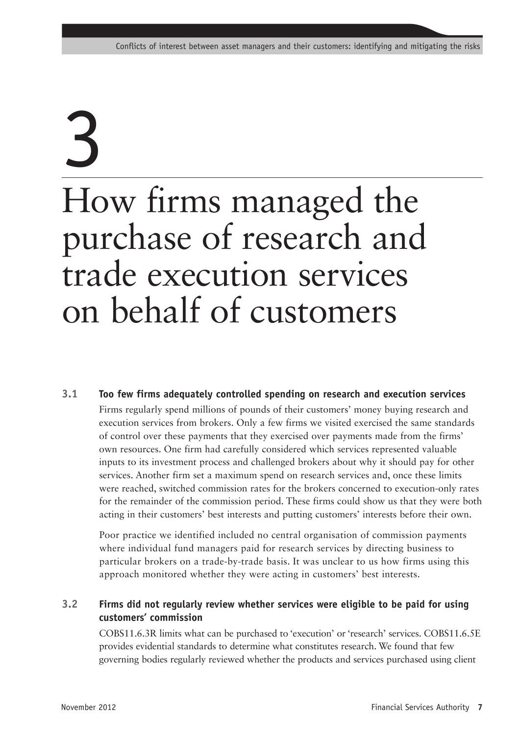# 3

# How firms managed the purchase of research and trade execution services on behalf of customers

### 3.1 Too few firms adequately controlled spending on research and execution services

Firms regularly spend millions of pounds of their customers' money buying research and execution services from brokers. Only a few firms we visited exercised the same standards of control over these payments that they exercised over payments made from the firms' own resources. One firm had carefully considered which services represented valuable inputs to its investment process and challenged brokers about why it should pay for other services. Another firm set a maximum spend on research services and, once these limits were reached, switched commission rates for the brokers concerned to execution-only rates for the remainder of the commission period. These firms could show us that they were both acting in their customers' best interests and putting customers' interests before their own.

Poor practice we identified included no central organisation of commission payments where individual fund managers paid for research services by directing business to particular brokers on a trade-by-trade basis. It was unclear to us how firms using this approach monitored whether they were acting in customers' best interests.

### 3.2 Firms did not regularly review whether services were eligible to be paid for using customers' commission

COBS11.6.3R limits what can be purchased to 'execution' or 'research' services. COBS11.6.5E provides evidential standards to determine what constitutes research. We found that few governing bodies regularly reviewed whether the products and services purchased using client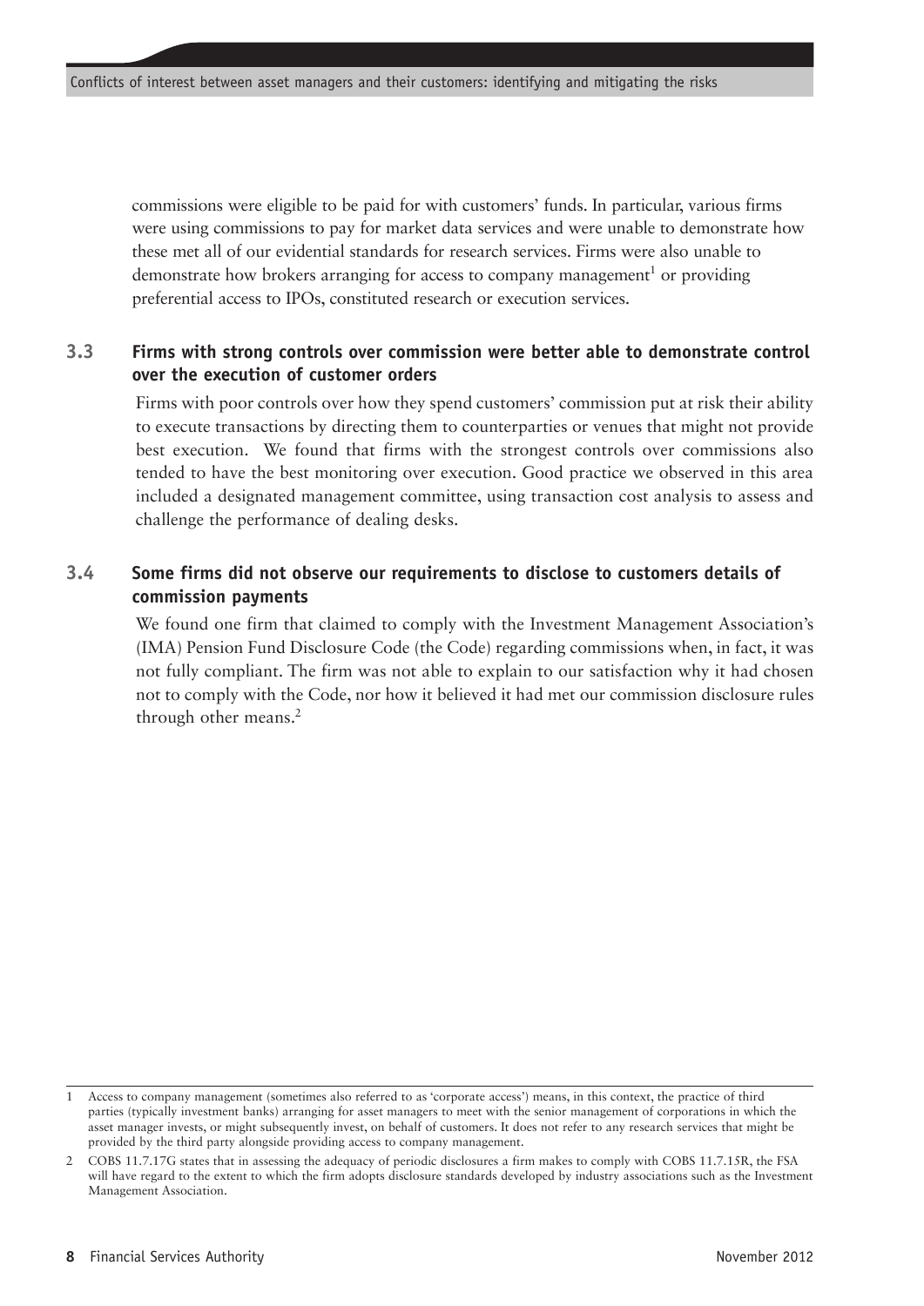commissions were eligible to be paid for with customers' funds. In particular, various firms were using commissions to pay for market data services and were unable to demonstrate how these met all of our evidential standards for research services. Firms were also unable to demonstrate how brokers arranging for access to company management[1] or providing preferential access to IPOs, constituted research or execution services.

### 3.3 Firms with strong controls over commission were better able to demonstrate control over the execution of customer orders

Firms with poor controls over how they spend customers' commission put at risk their ability to execute transactions by directing them to counterparties or venues that might not provide best execution. We found that firms with the strongest controls over commissions also tended to have the best monitoring over execution. Good practice we observed in this area included a designated management committee, using transaction cost analysis to assess and challenge the performance of dealing desks.

### 3.4 Some firms did not observe our requirements to disclose to customers details of commission payments

We found one firm that claimed to comply with the Investment Management Association's (IMA) Pension Fund Disclosure Code (the Code) regarding commissions when, in fact, it was not fully compliant. The firm was not able to explain to our satisfaction why it had chosen not to comply with the Code, nor how it believed it had met our commission disclosure rules through other means.[2]

---

1 Access to company management (sometimes also referred to as 'corporate access') means, in this context, the practice of third parties (typically investment banks) arranging for asset managers to meet with the senior management of corporations in which the asset manager invests, or might subsequently invest, on behalf of customers. It does not refer to any research services that might be provided by the third party alongside providing access to company management.

2 COBS 11.7.17G states that in assessing the adequacy of periodic disclosures a firm makes to comply with COBS 11.7.15R, the FSA will have regard to the extent to which the firm adopts disclosure standards developed by industry associations such as the Investment Management Association.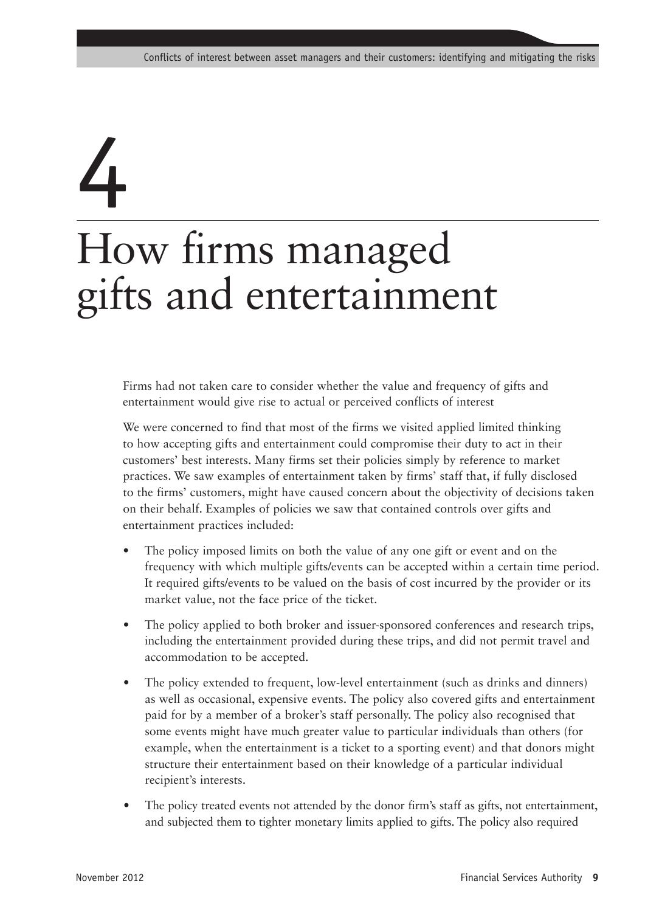# 4

# How firms managed gifts and entertainment

Firms had not taken care to consider whether the value and frequency of gifts and entertainment would give rise to actual or perceived conflicts of interest

We were concerned to find that most of the firms we visited applied limited thinking to how accepting gifts and entertainment could compromise their duty to act in their customers' best interests. Many firms set their policies simply by reference to market practices. We saw examples of entertainment taken by firms' staff that, if fully disclosed to the firms' customers, might have caused concern about the objectivity of decisions taken on their behalf. Examples of policies we saw that contained controls over gifts and entertainment practices included:

- The policy imposed limits on both the value of any one gift or event and on the frequency with which multiple gifts/events can be accepted within a certain time period. It required gifts/events to be valued on the basis of cost incurred by the provider or its market value, not the face price of the ticket.
- The policy applied to both broker and issuer-sponsored conferences and research trips, including the entertainment provided during these trips, and did not permit travel and accommodation to be accepted.
- The policy extended to frequent, low-level entertainment (such as drinks and dinners) as well as occasional, expensive events. The policy also covered gifts and entertainment paid for by a member of a broker's staff personally. The policy also recognised that some events might have much greater value to particular individuals than others (for example, when the entertainment is a ticket to a sporting event) and that donors might structure their entertainment based on their knowledge of a particular individual recipient's interests.
- The policy treated events not attended by the donor firm's staff as gifts, not entertainment, and subjected them to tighter monetary limits applied to gifts. The policy also required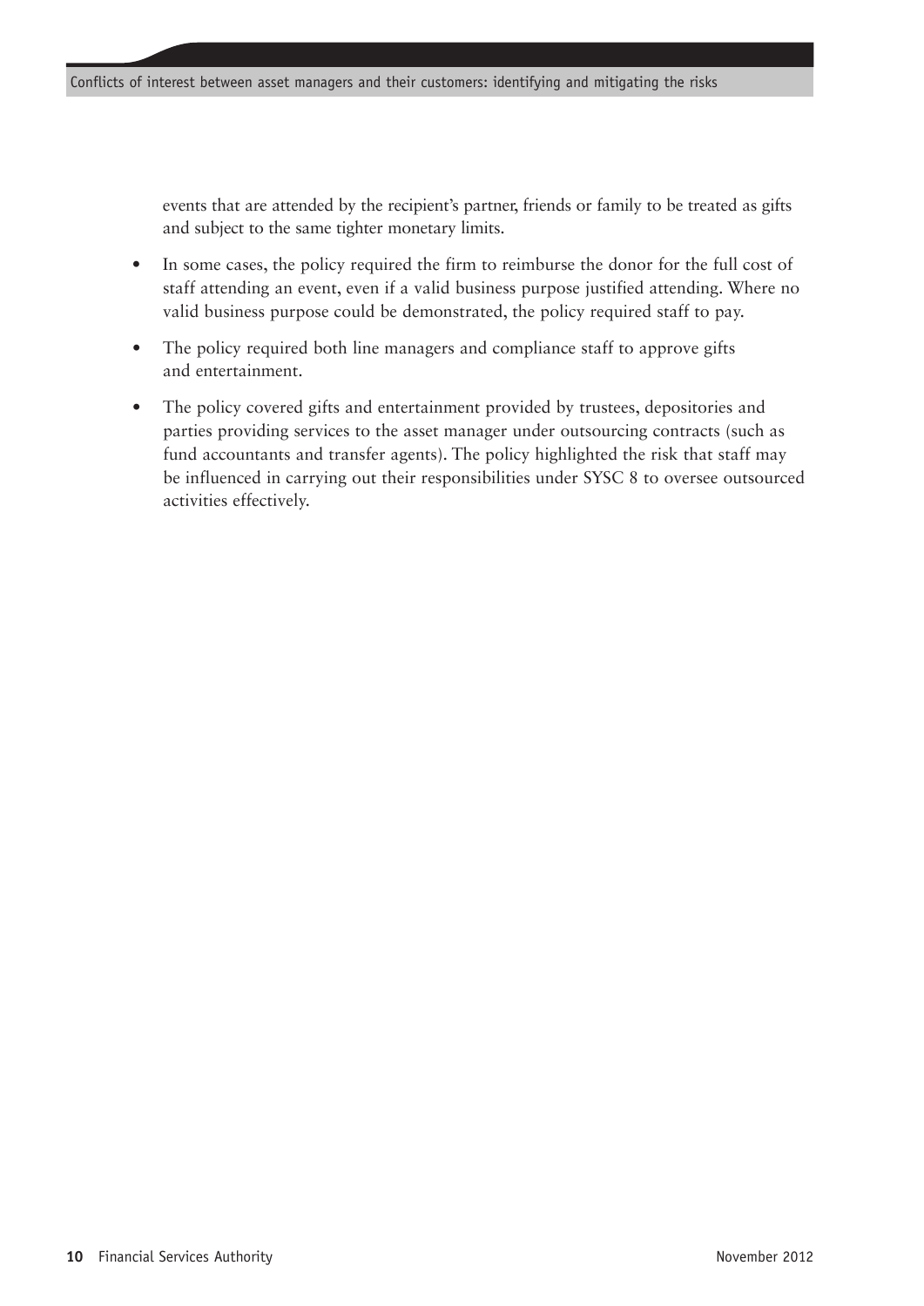events that are attended by the recipient's partner, friends or family to be treated as gifts and subject to the same tighter monetary limits.

- In some cases, the policy required the firm to reimburse the donor for the full cost of staff attending an event, even if a valid business purpose justified attending. Where no valid business purpose could be demonstrated, the policy required staff to pay.
- The policy required both line managers and compliance staff to approve gifts and entertainment.
- The policy covered gifts and entertainment provided by trustees, depositories and parties providing services to the asset manager under outsourcing contracts (such as fund accountants and transfer agents). The policy highlighted the risk that staff may be influenced in carrying out their responsibilities under SYSC 8 to oversee outsourced activities effectively.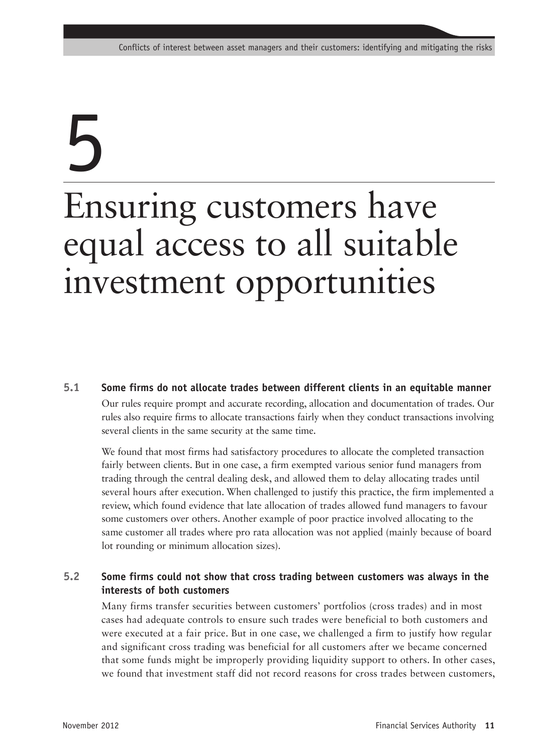# 5

# Ensuring customers have equal access to all suitable investment opportunities

### 5.1 Some firms do not allocate trades between different clients in an equitable manner

Our rules require prompt and accurate recording, allocation and documentation of trades. Our rules also require firms to allocate transactions fairly when they conduct transactions involving several clients in the same security at the same time.

We found that most firms had satisfactory procedures to allocate the completed transaction fairly between clients. But in one case, a firm exempted various senior fund managers from trading through the central dealing desk, and allowed them to delay allocating trades until several hours after execution. When challenged to justify this practice, the firm implemented a review, which found evidence that late allocation of trades allowed fund managers to favour some customers over others. Another example of poor practice involved allocating to the same customer all trades where pro rata allocation was not applied (mainly because of board lot rounding or minimum allocation sizes).

### 5.2 Some firms could not show that cross trading between customers was always in the interests of both customers

Many firms transfer securities between customers' portfolios (cross trades) and in most cases had adequate controls to ensure such trades were beneficial to both customers and were executed at a fair price. But in one case, we challenged a firm to justify how regular and significant cross trading was beneficial for all customers after we became concerned that some funds might be improperly providing liquidity support to others. In other cases, we found that investment staff did not record reasons for cross trades between customers,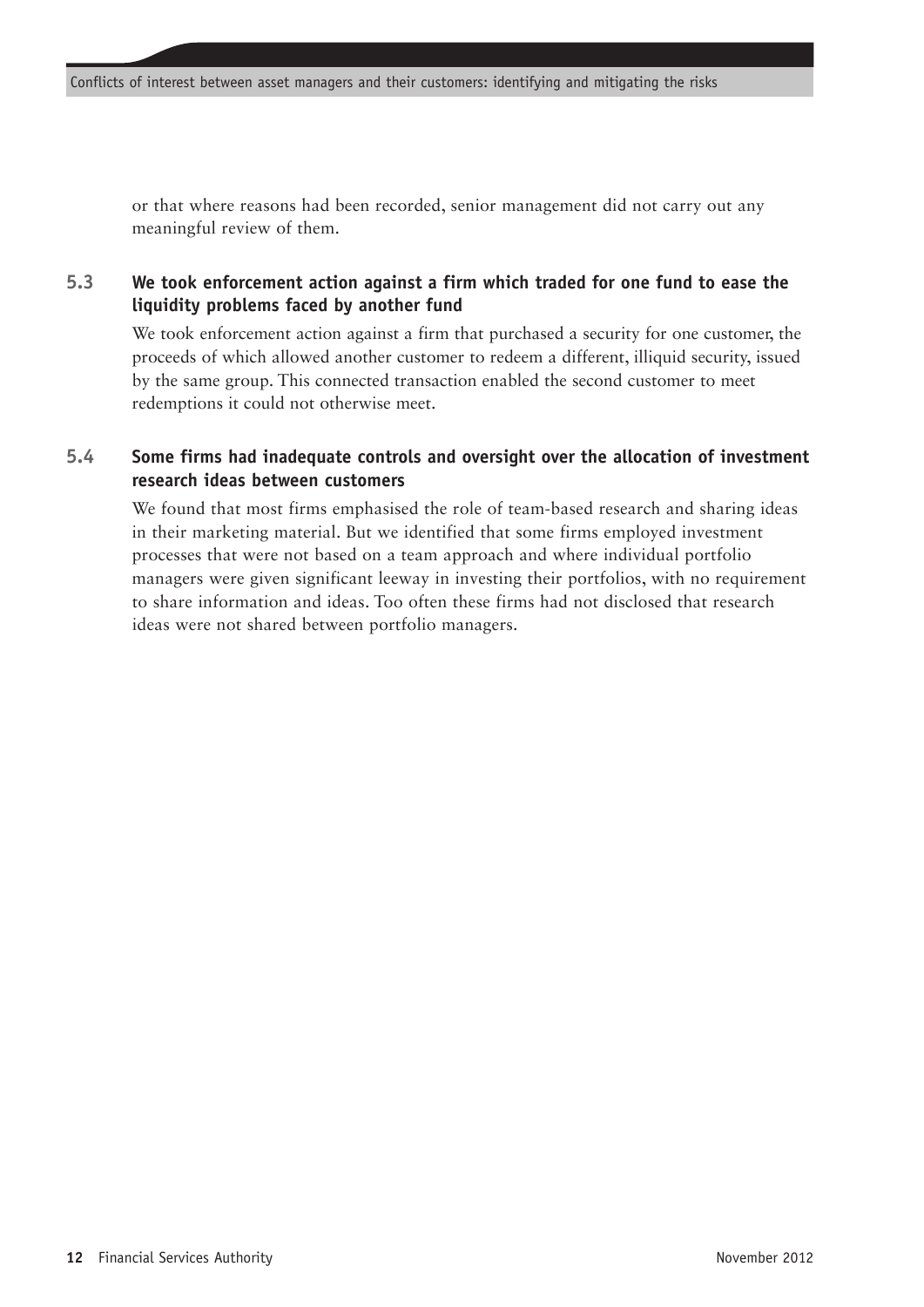or that where reasons had been recorded, senior management did not carry out any meaningful review of them.

### 5.3 We took enforcement action against a firm which traded for one fund to ease the liquidity problems faced by another fund

We took enforcement action against a firm that purchased a security for one customer, the proceeds of which allowed another customer to redeem a different, illiquid security, issued by the same group. This connected transaction enabled the second customer to meet redemptions it could not otherwise meet.

### 5.4 Some firms had inadequate controls and oversight over the allocation of investment research ideas between customers

We found that most firms emphasised the role of team-based research and sharing ideas in their marketing material. But we identified that some firms employed investment processes that were not based on a team approach and where individual portfolio managers were given significant leeway in investing their portfolios, with no requirement to share information and ideas. Too often these firms had not disclosed that research ideas were not shared between portfolio managers.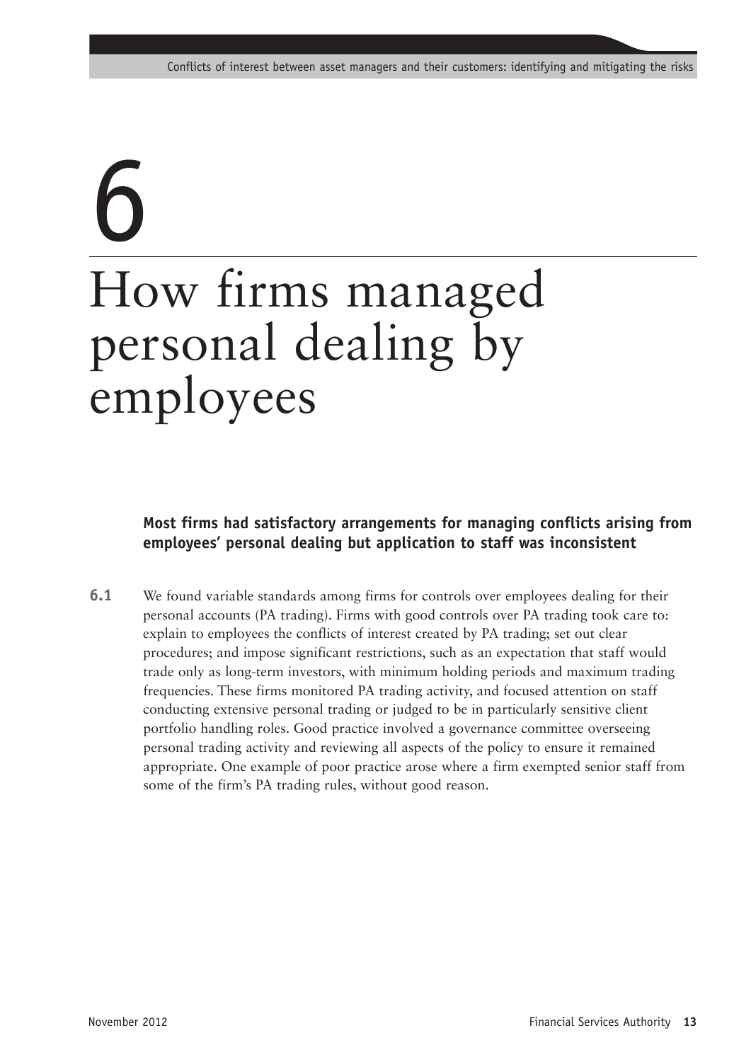# 6 How firms managed personal dealing by employees

**Most firms had satisfactory arrangements for managing conflicts arising from employees' personal dealing but application to staff was inconsistent**

**6.1** We found variable standards among firms for controls over employees dealing for their personal accounts (PA trading). Firms with good controls over PA trading took care to: explain to employees the conflicts of interest created by PA trading; set out clear procedures; and impose significant restrictions, such as an expectation that staff would trade only as long-term investors, with minimum holding periods and maximum trading frequencies. These firms monitored PA trading activity, and focused attention on staff conducting extensive personal trading or judged to be in particularly sensitive client portfolio handling roles. Good practice involved a governance committee overseeing personal trading activity and reviewing all aspects of the policy to ensure it remained appropriate. One example of poor practice arose where a firm exempted senior staff from some of the firm's PA trading rules, without good reason.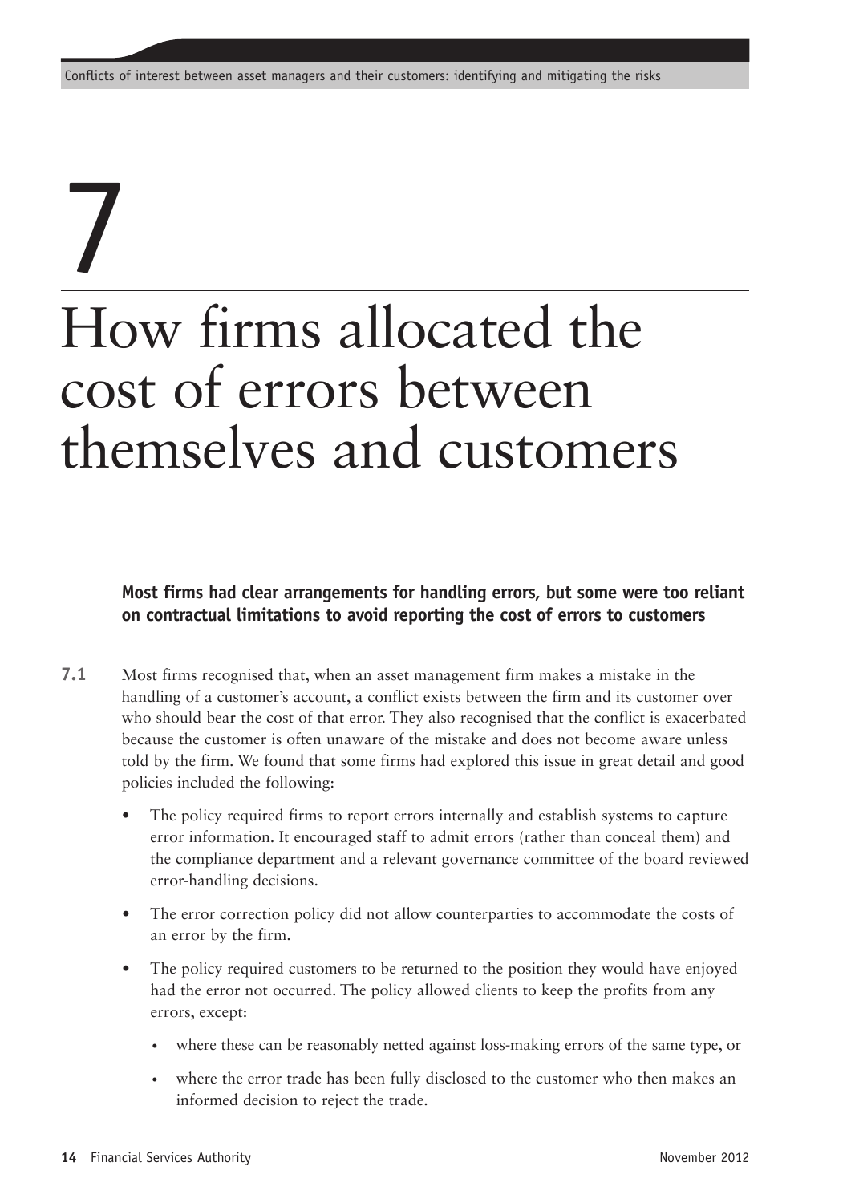# 7

# How firms allocated the cost of errors between themselves and customers

**Most firms had clear arrangements for handling errors, but some were too reliant on contractual limitations to avoid reporting the cost of errors to customers**

**7.1** Most firms recognised that, when an asset management firm makes a mistake in the handling of a customer's account, a conflict exists between the firm and its customer over who should bear the cost of that error. They also recognised that the conflict is exacerbated because the customer is often unaware of the mistake and does not become aware unless told by the firm. We found that some firms had explored this issue in great detail and good policies included the following:

- The policy required firms to report errors internally and establish systems to capture error information. It encouraged staff to admit errors (rather than conceal them) and the compliance department and a relevant governance committee of the board reviewed error-handling decisions.
- The error correction policy did not allow counterparties to accommodate the costs of an error by the firm.
- The policy required customers to be returned to the position they would have enjoyed had the error not occurred. The policy allowed clients to keep the profits from any errors, except:
  - where these can be reasonably netted against loss-making errors of the same type, or
  - where the error trade has been fully disclosed to the customer who then makes an informed decision to reject the trade.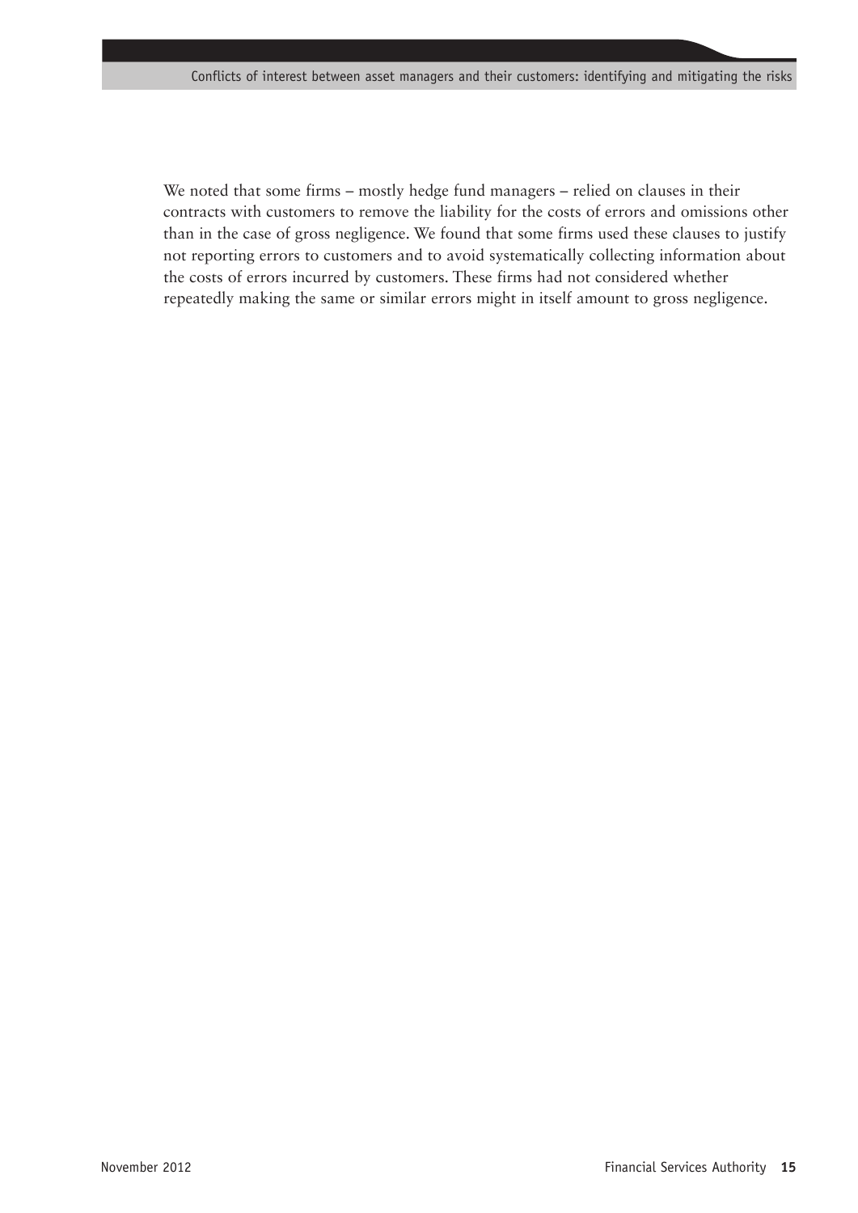We noted that some firms – mostly hedge fund managers – relied on clauses in their contracts with customers to remove the liability for the costs of errors and omissions other than in the case of gross negligence. We found that some firms used these clauses to justify not reporting errors to customers and to avoid systematically collecting information about the costs of errors incurred by customers. These firms had not considered whether repeatedly making the same or similar errors might in itself amount to gross negligence.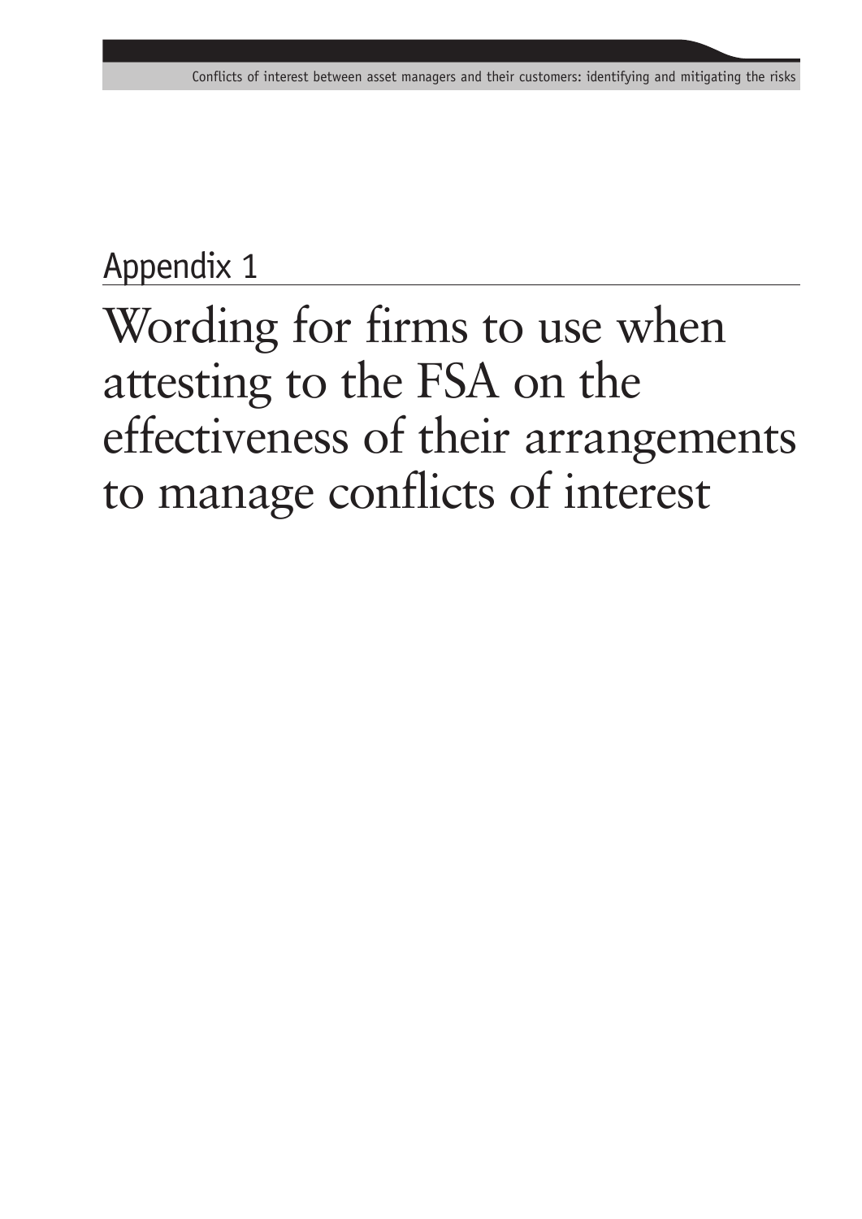## Appendix 1

# Wording for firms to use when attesting to the FSA on the effectiveness of their arrangements to manage conflicts of interest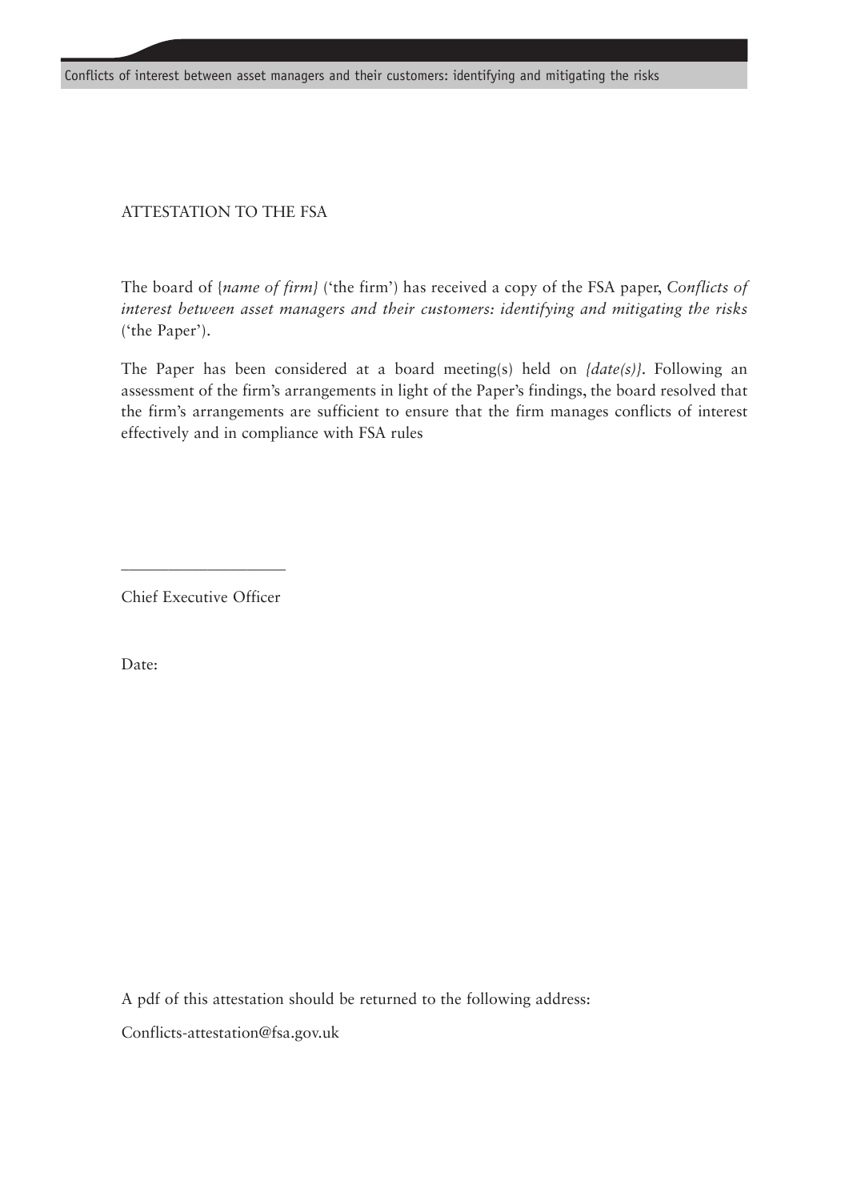ATTESTATION TO THE FSA

The board of {*name of firm*} ('the firm') has received a copy of the FSA paper, *Conflicts of interest between asset managers and their customers: identifying and mitigating the risks* ('the Paper').

The Paper has been considered at a board meeting(s) held on *{date(s)}*. Following an assessment of the firm's arrangements in light of the Paper's findings, the board resolved that the firm's arrangements are sufficient to ensure that the firm manages conflicts of interest effectively and in compliance with FSA rules

____________________

Chief Executive Officer

Date:

A pdf of this attestation should be returned to the following address:

Conflicts-attestation@fsa.gov.uk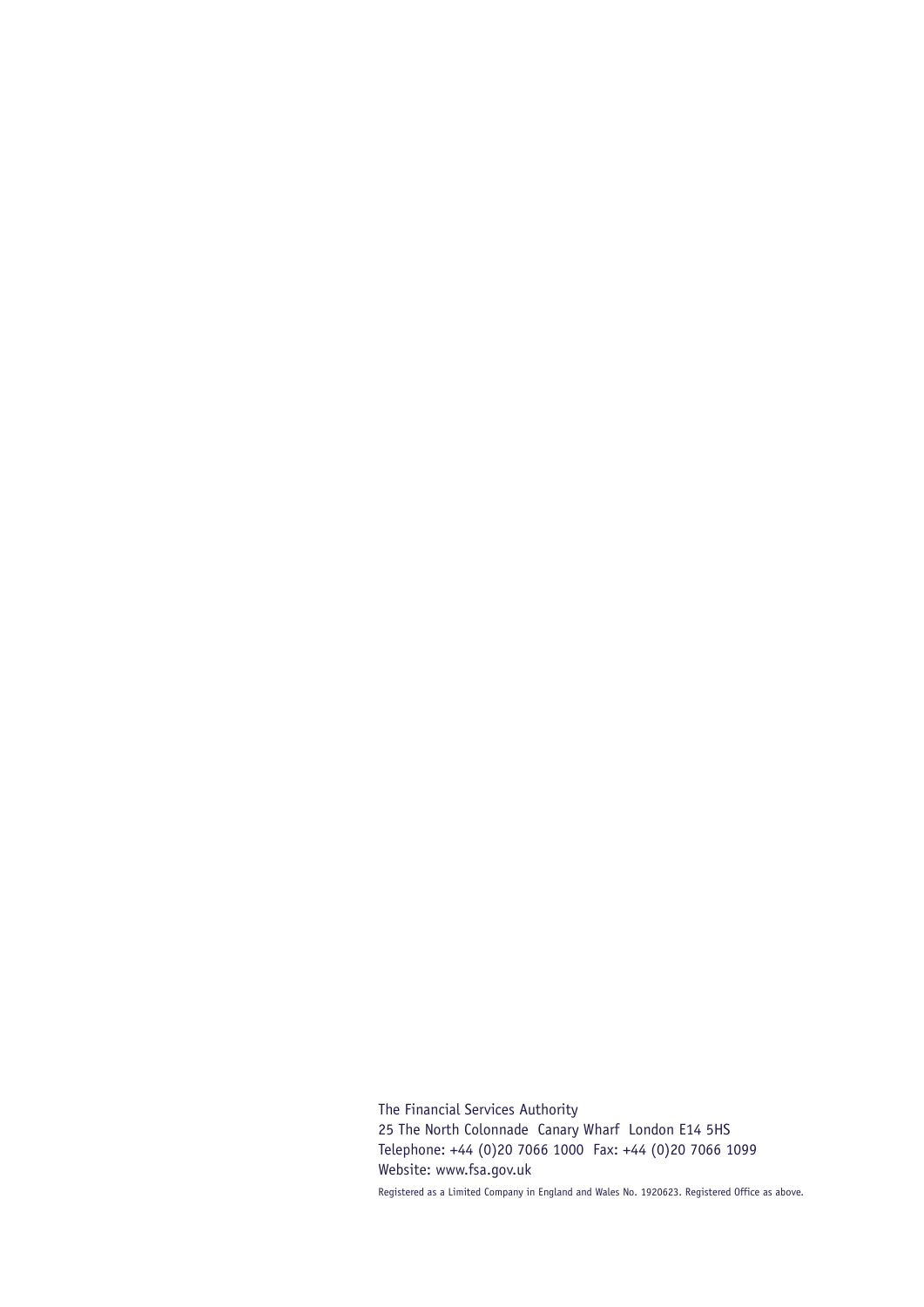The Financial Services Authority
25 The North Colonnade Canary Wharf London E14 5HS
Telephone: +44 (0)20 7066 1000 Fax: +44 (0)20 7066 1099
Website: www.fsa.gov.uk

Registered as a Limited Company in England and Wales No. 1920623. Registered Office as above.